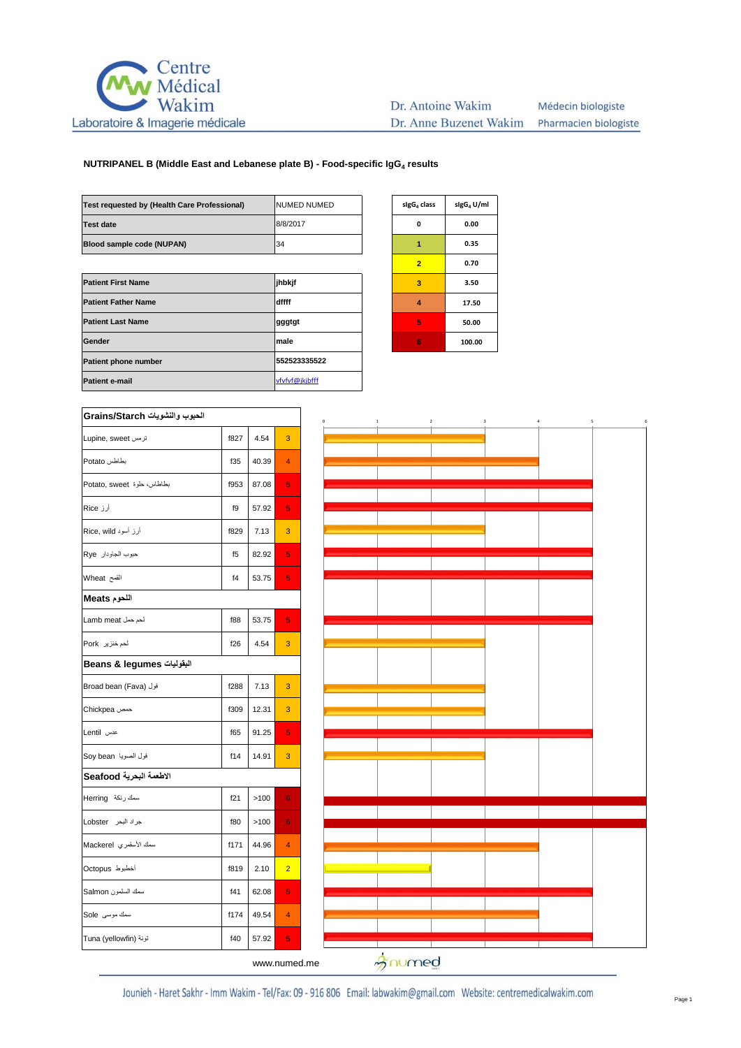Centre Médical Wakim
Laboratoire & Imagerie médicale

Dr. Antoine Wakim — Médecin biologiste
Dr. Anne Buzenet Wakim — Pharmacien biologiste

## NUTRIPANEL B (Middle East and Lebanese plate B) - Food-specific $IgG_4$ results

| Test requested by (Health Care Professional) | NUMED NUMED |
|---|---|
| Test date | 8/8/2017 |
| Blood sample code (NUPAN) | 34 |

| Patient First Name | jhbkjf |
|---|---|
| Patient Father Name | dffff |
| Patient Last Name | gggtgt |
| Gender | male |
| Patient phone number | 552523335522 |
| Patient e-mail | vfvfvf@jkjbfff |

| $sIgG_4$ class | $sIgG_4$ U/ml |
|---|---|
| 0 | 0.00 |
| 1 | 0.35 |
| 2 | 0.70 |
| 3 | 3.50 |
| 4 | 17.50 |
| 5 | 50.00 |
| 6 | 100.00 |

| Food | Code | U/ml | Class |
|---|---|---|---|
| **Grains/Starch الحبوب والنشويات** | | | |
| Lupine, sweet ترمس | f827 | 4.54 | 3 |
| Potato بطاطس | f35 | 40.39 | 4 |
| Potato, sweet بطاطس، حلوة | f953 | 87.08 | 5 |
| Rice أرز | f9 | 57.92 | 5 |
| Rice, wild أرز أسود | f829 | 7.13 | 3 |
| Rye حبوب الجاودار | f5 | 82.92 | 5 |
| Wheat القمح | f4 | 53.75 | 5 |
| **Meats اللحوم** | | | |
| Lamb meat لحم حمل | f88 | 53.75 | 5 |
| Pork لحم خنزير | f26 | 4.54 | 3 |
| **Beans & legumes البقوليات** | | | |
| Broad bean (Fava) فول | f288 | 7.13 | 3 |
| Chickpea حمص | f309 | 12.31 | 3 |
| Lentil عدس | f65 | 91.25 | 5 |
| Soy bean فول الصويا | f14 | 14.91 | 3 |
| **Seafood الاطعمة البحرية** | | | |
| Herring سمك رنكة | f21 | >100 | 6 |
| Lobster جراد البحر | f80 | >100 | 6 |
| Mackerel سمك الأسقمري | f171 | 44.96 | 4 |
| Octopus أخطبوط | f819 | 2.10 | 2 |
| Salmon سمك السلمون | f41 | 62.08 | 5 |
| Sole سمك موسى | f174 | 49.54 | 4 |
| Tuna (yellowfin) تونة | f40 | 57.92 | 5 |

www.numed.me

Jounieh - Haret Sakhr - Imm Wakim - Tel/Fax: 09 - 916 806 Email: labwakim@gmail.com Website: centremedicalwakim.com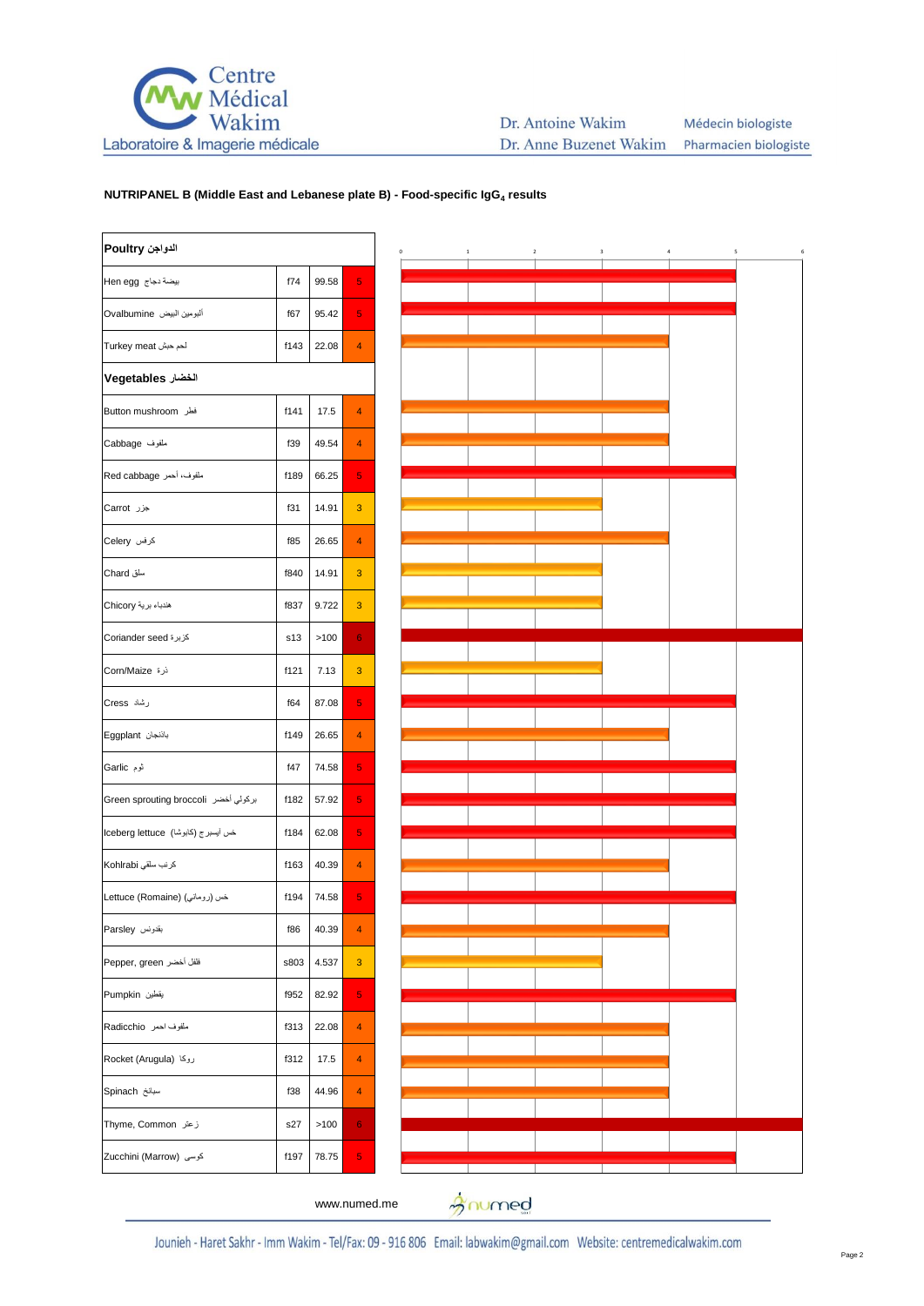## NUTRIPANEL B (Middle East and Lebanese plate B) - Food-specific $IgG_4$ results

| Poultry الدواجن | | | |
|---|---|---|---|
| Hen egg بيضة دجاج | f74 | 99.58 | 5 |
| Ovalbumine ألبومين البيض | f67 | 95.42 | 5 |
| Turkey meat لحم حبش | f143 | 22.08 | 4 |
| **Vegetables الخضار** | | | |
| Button mushroom فطر | f141 | 17.5 | 4 |
| Cabbage ملفوف | f39 | 49.54 | 4 |
| Red cabbage ملفوف، أحمر | f189 | 66.25 | 5 |
| Carrot جزر | f31 | 14.91 | 3 |
| Celery كرفس | f85 | 26.65 | 4 |
| Chard سلق | f840 | 14.91 | 3 |
| Chicory هندباء برية | f837 | 9.722 | 3 |
| Coriander seed كزبرة | s13 | >100 | 6 |
| Corn/Maize ذرة | f121 | 7.13 | 3 |
| Cress رشاد | f64 | 87.08 | 5 |
| Eggplant باذنجان | f149 | 26.65 | 4 |
| Garlic ثوم | f47 | 74.58 | 5 |
| Green sprouting broccoli بركولي أخضر | f182 | 57.92 | 5 |
| Iceberg lettuce خس أيسبرج (كابوشا) | f184 | 62.08 | 5 |
| Kohlrabi كرنب سلقي | f163 | 40.39 | 4 |
| Lettuce (Romaine) خس (روماني) | f194 | 74.58 | 5 |
| Parsley بقدونس | f86 | 40.39 | 4 |
| Pepper, green فلفل أخضر | s803 | 4.537 | 3 |
| Pumpkin يقطين | f952 | 82.92 | 5 |
| Radicchio ملفوف احمر | f313 | 22.08 | 4 |
| Rocket (Arugula) روكا | f312 | 17.5 | 4 |
| Spinach سبانخ | f38 | 44.96 | 4 |
| Thyme, Common زعتر | s27 | >100 | 6 |
| Zucchini (Marrow) كوسى | f197 | 78.75 | 5 |

www.numed.me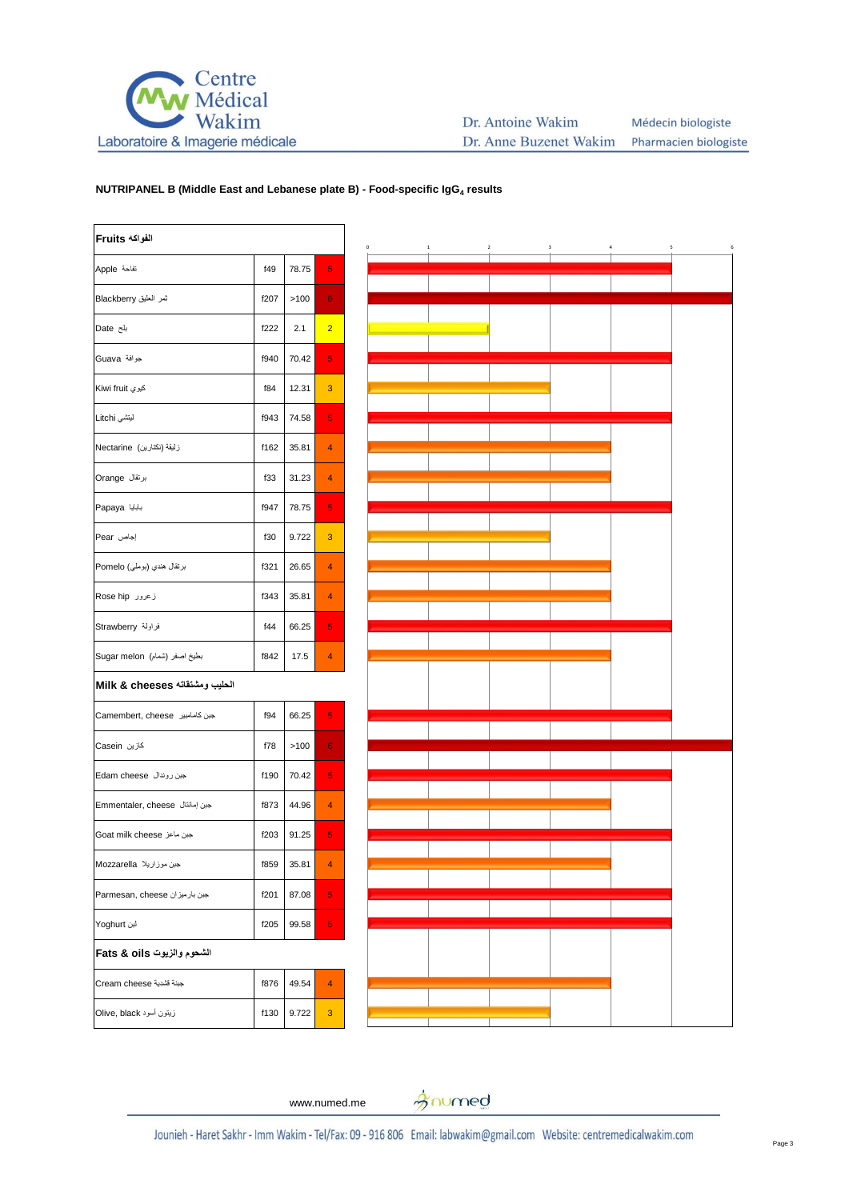**NUTRIPANEL B (Middle East and Lebanese plate B) - Food-specific $IgG_4$ results**

| **Fruits الفواكه** | | | |
|---|---|---|---|
| Apple تفاحة | f49 | 78.75 | 5 |
| Blackberry ثمر العليق | f207 | >100 | 6 |
| Date بلح | f222 | 2.1 | 2 |
| Guava جوافة | f940 | 70.42 | 5 |
| Kiwi fruit كيوي | f84 | 12.31 | 3 |
| Litchi ليتشي | f943 | 74.58 | 5 |
| Nectarine زليقة (نكتارين) | f162 | 35.81 | 4 |
| Orange برتقال | f33 | 31.23 | 4 |
| Papaya بابايا | f947 | 78.75 | 5 |
| Pear إجاص | f30 | 9.722 | 3 |
| Pomelo برتقال هندي (بوملي) | f321 | 26.65 | 4 |
| Rose hip زعرور | f343 | 35.81 | 4 |
| Strawberry فراولة | f44 | 66.25 | 5 |
| Sugar melon بطيخ اصفر (شمام) | f842 | 17.5 | 4 |
| **Milk & cheeses الحليب ومشتقاته** | | | |
| Camembert, cheese جبن كاممبير | f94 | 66.25 | 5 |
| Casein كازين | f78 | >100 | 6 |
| Edam cheese جبن رومال | f190 | 70.42 | 5 |
| Emmentaler, cheese جبن إمانتال | f873 | 44.96 | 4 |
| Goat milk cheese جبن ماعز | f203 | 91.25 | 5 |
| Mozzarella جبن موزاريلا | f859 | 35.81 | 4 |
| Parmesan, cheese جبن بارميزان | f201 | 87.08 | 5 |
| Yoghurt لبن | f205 | 99.58 | 5 |
| **Fats & oils الشحوم والزيوت** | | | |
| Cream cheese جبنة قشدية | f876 | 49.54 | 4 |
| Olive, black زيتون أسود | f130 | 9.722 | 3 |

www.numed.me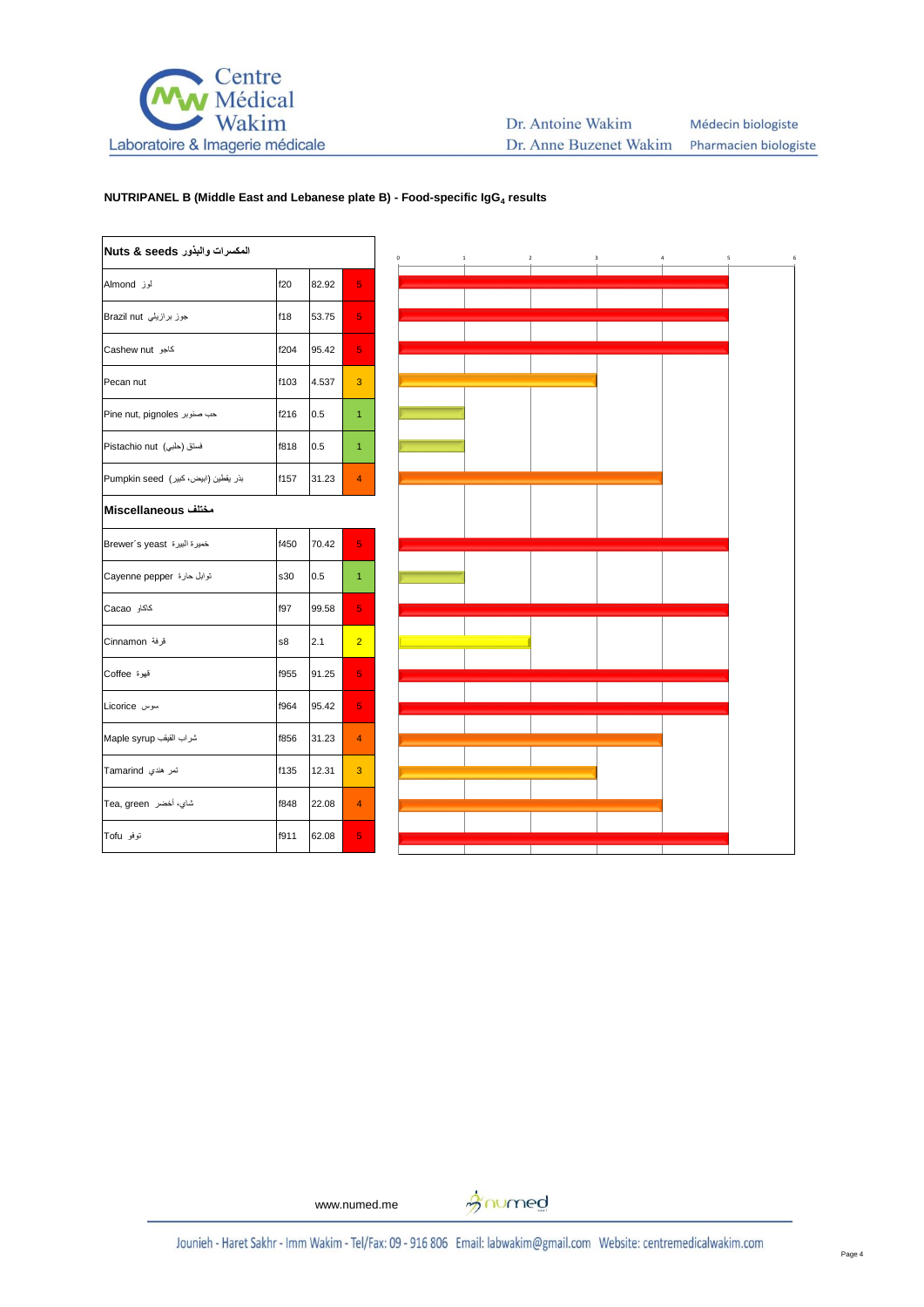## NUTRIPANEL B (Middle East and Lebanese plate B) - Food-specific $IgG_4$ results

| | | | |
|---|---|---|---|
| **Nuts & seeds المكسرات والبذور** | | | |
| Almond لوز | f20 | 82.92 | 5 |
| Brazil nut جوز برازيلي | f18 | 53.75 | 5 |
| Cashew nut كاجو | f204 | 95.42 | 5 |
| Pecan nut | f103 | 4.537 | 3 |
| Pine nut, pignoles حب صنوبر | f216 | 0.5 | 1 |
| Pistachio nut فستق (حلبي) | f818 | 0.5 | 1 |
| Pumpkin seed بذر يقطين (ابيض، كبير) | f157 | 31.23 | 4 |
| **Miscellaneous مختلف** | | | |
| Brewer´s yeast خميرة البيرة | f450 | 70.42 | 5 |
| Cayenne pepper توابل حارة | s30 | 0.5 | 1 |
| Cacao كاكاو | f97 | 99.58 | 5 |
| Cinnamon قرفة | s8 | 2.1 | 2 |
| Coffee قهوة | f955 | 91.25 | 5 |
| Licorice سوس | f964 | 95.42 | 5 |
| Maple syrup شراب القيقب | f856 | 31.23 | 4 |
| Tamarind تمر هندي | f135 | 12.31 | 3 |
| Tea, green شاي، أخضر | f848 | 22.08 | 4 |
| Tofu توفو | f911 | 62.08 | 5 |

0 1 2 3 4 5 6

www.numed.me